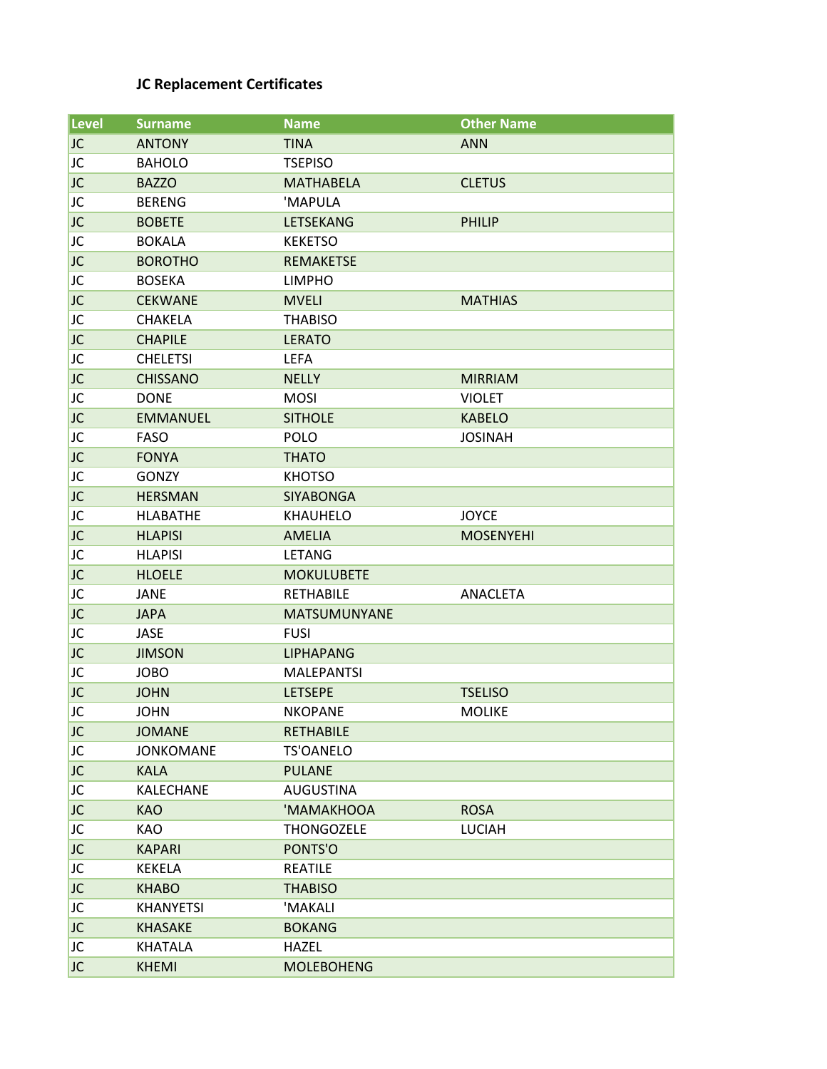**JC Replacement Certificates**

| Level | Surname | Name | Other Name |
|---|---|---|---|
| JC | ANTONY | TINA | ANN |
| JC | BAHOLO | TSEPISO | |
| JC | BAZZO | MATHABELA | CLETUS |
| JC | BERENG | 'MAPULA | |
| JC | BOBETE | LETSEKANG | PHILIP |
| JC | BOKALA | KEKETSO | |
| JC | BOROTHO | REMAKETSE | |
| JC | BOSEKA | LIMPHO | |
| JC | CEKWANE | MVELI | MATHIAS |
| JC | CHAKELA | THABISO | |
| JC | CHAPILE | LERATO | |
| JC | CHELETSI | LEFA | |
| JC | CHISSANO | NELLY | MIRRIAM |
| JC | DONE | MOSI | VIOLET |
| JC | EMMANUEL | SITHOLE | KABELO |
| JC | FASO | POLO | JOSINAH |
| JC | FONYA | THATO | |
| JC | GONZY | KHOTSO | |
| JC | HERSMAN | SIYABONGA | |
| JC | HLABATHE | KHAUHELO | JOYCE |
| JC | HLAPISI | AMELIA | MOSENYEHI |
| JC | HLAPISI | LETANG | |
| JC | HLOELE | MOKULUBETE | |
| JC | JANE | RETHABILE | ANACLETA |
| JC | JAPA | MATSUMUNYANE | |
| JC | JASE | FUSI | |
| JC | JIMSON | LIPHAPANG | |
| JC | JOBO | MALEPANTSI | |
| JC | JOHN | LETSEPE | TSELISO |
| JC | JOHN | NKOPANE | MOLIKE |
| JC | JOMANE | RETHABILE | |
| JC | JONKOMANE | TS'OANELO | |
| JC | KALA | PULANE | |
| JC | KALECHANE | AUGUSTINA | |
| JC | KAO | 'MAMAKHOOA | ROSA |
| JC | KAO | THONGOZELE | LUCIAH |
| JC | KAPARI | PONTS'O | |
| JC | KEKELA | REATILE | |
| JC | KHABO | THABISO | |
| JC | KHANYETSI | 'MAKALI | |
| JC | KHASAKE | BOKANG | |
| JC | KHATALA | HAZEL | |
| JC | KHEMI | MOLEBOHENG | |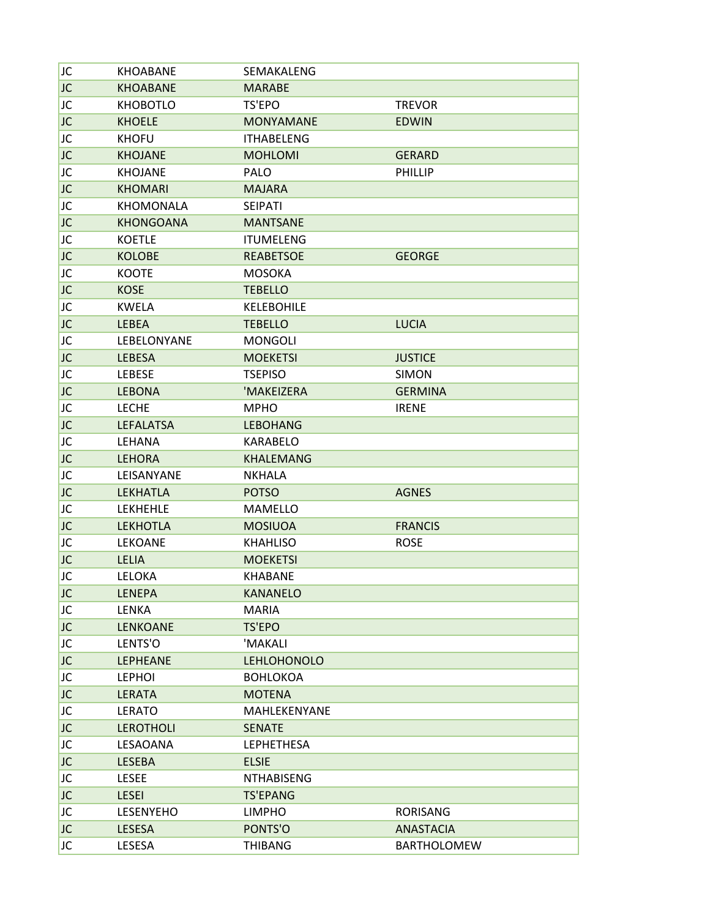| JC | KHOABANE | SEMAKALENG | |
|---|---|---|---|
| JC | KHOABANE | MARABE | |
| JC | KHOBOTLO | TS'EPO | TREVOR |
| JC | KHOELE | MONYAMANE | EDWIN |
| JC | KHOFU | ITHABELENG | |
| JC | KHOJANE | MOHLOMI | GERARD |
| JC | KHOJANE | PALO | PHILLIP |
| JC | KHOMARI | MAJARA | |
| JC | KHOMONALA | SEIPATI | |
| JC | KHONGOANA | MANTSANE | |
| JC | KOETLE | ITUMELENG | |
| JC | KOLOBE | REABETSOE | GEORGE |
| JC | KOOTE | MOSOKA | |
| JC | KOSE | TEBELLO | |
| JC | KWELA | KELEBOHILE | |
| JC | LEBEA | TEBELLO | LUCIA |
| JC | LEBELONYANE | MONGOLI | |
| JC | LEBESA | MOEKETSI | JUSTICE |
| JC | LEBESE | TSEPISO | SIMON |
| JC | LEBONA | 'MAKEIZERA | GERMINA |
| JC | LECHE | MPHO | IRENE |
| JC | LEFALATSA | LEBOHANG | |
| JC | LEHANA | KARABELO | |
| JC | LEHORA | KHALEMANG | |
| JC | LEISANYANE | NKHALA | |
| JC | LEKHATLA | POTSO | AGNES |
| JC | LEKHEHLE | MAMELLO | |
| JC | LEKHOTLA | MOSIUOA | FRANCIS |
| JC | LEKOANE | KHAHLISO | ROSE |
| JC | LELIA | MOEKETSI | |
| JC | LELOKA | KHABANE | |
| JC | LENEPA | KANANELO | |
| JC | LENKA | MARIA | |
| JC | LENKOANE | TS'EPO | |
| JC | LENTS'O | 'MAKALI | |
| JC | LEPHEANE | LEHLOHONOLO | |
| JC | LEPHOI | BOHLOKOA | |
| JC | LERATA | MOTENA | |
| JC | LERATO | MAHLEKENYANE | |
| JC | LEROTHOLI | SENATE | |
| JC | LESAOANA | LEPHETHESA | |
| JC | LESEBA | ELSIE | |
| JC | LESEE | NTHABISENG | |
| JC | LESEI | TS'EPANG | |
| JC | LESENYEHO | LIMPHO | RORISANG |
| JC | LESESA | PONTS'O | ANASTACIA |
| JC | LESESA | THIBANG | BARTHOLOMEW |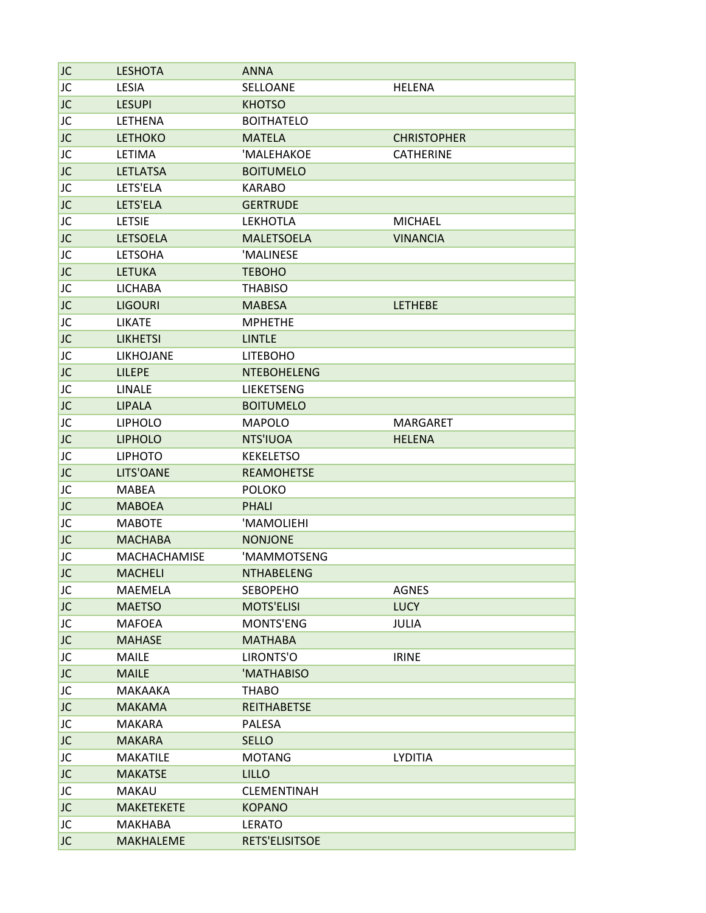| | | | |
|---|---|---|---|
| JC | LESHOTA | ANNA | |
| JC | LESIA | SELLOANE | HELENA |
| JC | LESUPI | KHOTSO | |
| JC | LETHENA | BOITHATELO | |
| JC | LETHOKO | MATELA | CHRISTOPHER |
| JC | LETIMA | 'MALEHAKOE | CATHERINE |
| JC | LETLATSA | BOITUMELO | |
| JC | LETS'ELA | KARABO | |
| JC | LETS'ELA | GERTRUDE | |
| JC | LETSIE | LEKHOTLA | MICHAEL |
| JC | LETSOELA | MALETSOELA | VINANCIA |
| JC | LETSOHA | 'MALINESE | |
| JC | LETUKA | TEBOHO | |
| JC | LICHABA | THABISO | |
| JC | LIGOURI | MABESA | LETHEBE |
| JC | LIKATE | MPHETHE | |
| JC | LIKHETSI | LINTLE | |
| JC | LIKHOJANE | LITEBOHO | |
| JC | LILEPE | NTEBOHELENG | |
| JC | LINALE | LIEKETSENG | |
| JC | LIPALA | BOITUMELO | |
| JC | LIPHOLO | MAPOLO | MARGARET |
| JC | LIPHOLO | NTS'IUOA | HELENA |
| JC | LIPHOTO | KEKELETSO | |
| JC | LITS'OANE | REAMOHETSE | |
| JC | MABEA | POLOKO | |
| JC | MABOEA | PHALI | |
| JC | MABOTE | 'MAMOLIEHI | |
| JC | MACHABA | NONJONE | |
| JC | MACHACHAMISE | 'MAMMOTSENG | |
| JC | MACHELI | NTHABELENG | |
| JC | MAEMELA | SEBOPEHO | AGNES |
| JC | MAETSO | MOTS'ELISI | LUCY |
| JC | MAFOEA | MONTS'ENG | JULIA |
| JC | MAHASE | MATHABA | |
| JC | MAILE | LIRONTS'O | IRINE |
| JC | MAILE | 'MATHABISO | |
| JC | MAKAAKA | THABO | |
| JC | MAKAMA | REITHABETSE | |
| JC | MAKARA | PALESA | |
| JC | MAKARA | SELLO | |
| JC | MAKATILE | MOTANG | LYDITIA |
| JC | MAKATSE | LILLO | |
| JC | MAKAU | CLEMENTINAH | |
| JC | MAKETEKETE | KOPANO | |
| JC | MAKHABA | LERATO | |
| JC | MAKHALEME | RETS'ELISITSOE | |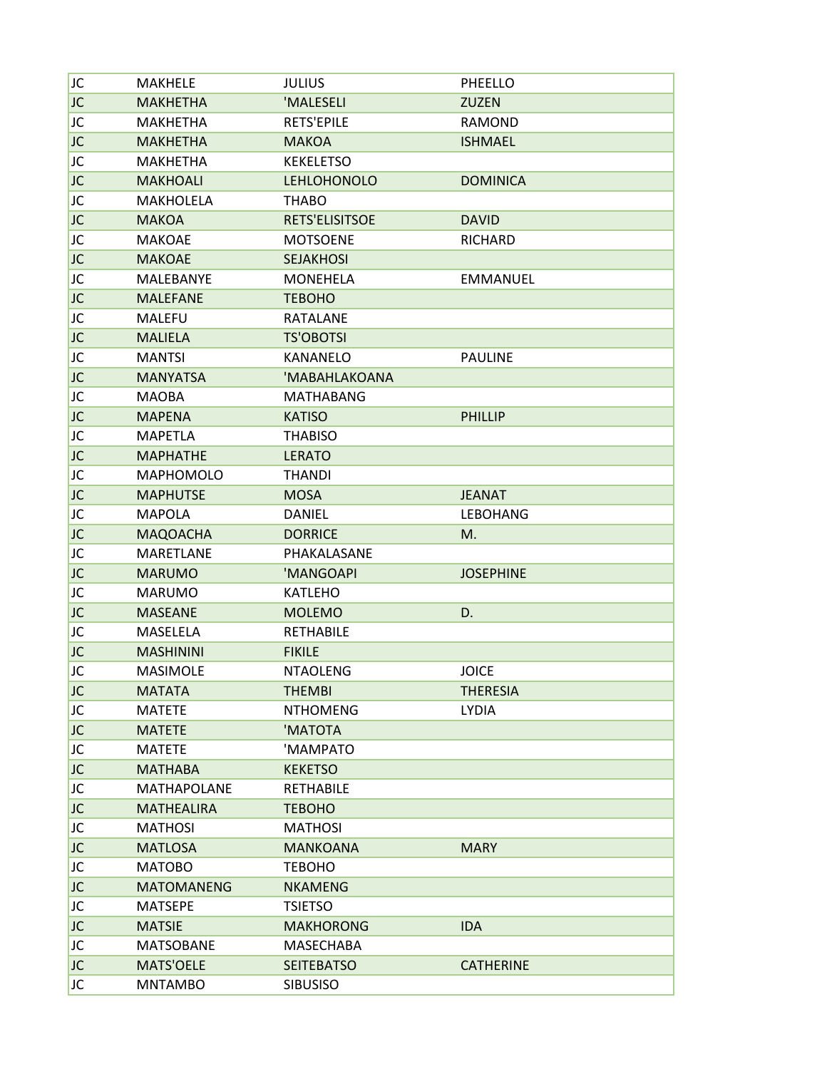| | | | |
|---|---|---|---|
| JC | MAKHELE | JULIUS | PHEELLO |
| JC | MAKHETHA | 'MALESELI | ZUZEN |
| JC | MAKHETHA | RETS'EPILE | RAMOND |
| JC | MAKHETHA | MAKOA | ISHMAEL |
| JC | MAKHETHA | KEKELETSO | |
| JC | MAKHOALI | LEHLOHONOLO | DOMINICA |
| JC | MAKHOLELA | THABO | |
| JC | MAKOA | RETS'ELISITSOE | DAVID |
| JC | MAKOAE | MOTSOENE | RICHARD |
| JC | MAKOAE | SEJAKHOSI | |
| JC | MALEBANYE | MONEHELA | EMMANUEL |
| JC | MALEFANE | TEBOHO | |
| JC | MALEFU | RATALANE | |
| JC | MALIELA | TS'OBOTSI | |
| JC | MANTSI | KANANELO | PAULINE |
| JC | MANYATSA | 'MABAHLAKOANA | |
| JC | MAOBA | MATHABANG | |
| JC | MAPENA | KATISO | PHILLIP |
| JC | MAPETLA | THABISO | |
| JC | MAPHATHE | LERATO | |
| JC | MAPHOMOLO | THANDI | |
| JC | MAPHUTSE | MOSA | JEANAT |
| JC | MAPOLA | DANIEL | LEBOHANG |
| JC | MAQOACHA | DORRICE | M. |
| JC | MARETLANE | PHAKALASANE | |
| JC | MARUMO | 'MANGOAPI | JOSEPHINE |
| JC | MARUMO | KATLEHO | |
| JC | MASEANE | MOLEMO | D. |
| JC | MASELELA | RETHABILE | |
| JC | MASHININI | FIKILE | |
| JC | MASIMOLE | NTAOLENG | JOICE |
| JC | MATATA | THEMBI | THERESIA |
| JC | MATETE | NTHOMENG | LYDIA |
| JC | MATETE | 'MATOTA | |
| JC | MATETE | 'MAMPATO | |
| JC | MATHABA | KEKETSO | |
| JC | MATHAPOLANE | RETHABILE | |
| JC | MATHEALIRA | TEBOHO | |
| JC | MATHOSI | MATHOSI | |
| JC | MATLOSA | MANKOANA | MARY |
| JC | MATOBO | TEBOHO | |
| JC | MATOMANENG | NKAMENG | |
| JC | MATSEPE | TSIETSO | |
| JC | MATSIE | MAKHORONG | IDA |
| JC | MATSOBANE | MASECHABA | |
| JC | MATS'OELE | SEITEBATSO | CATHERINE |
| JC | MNTAMBO | SIBUSISO | |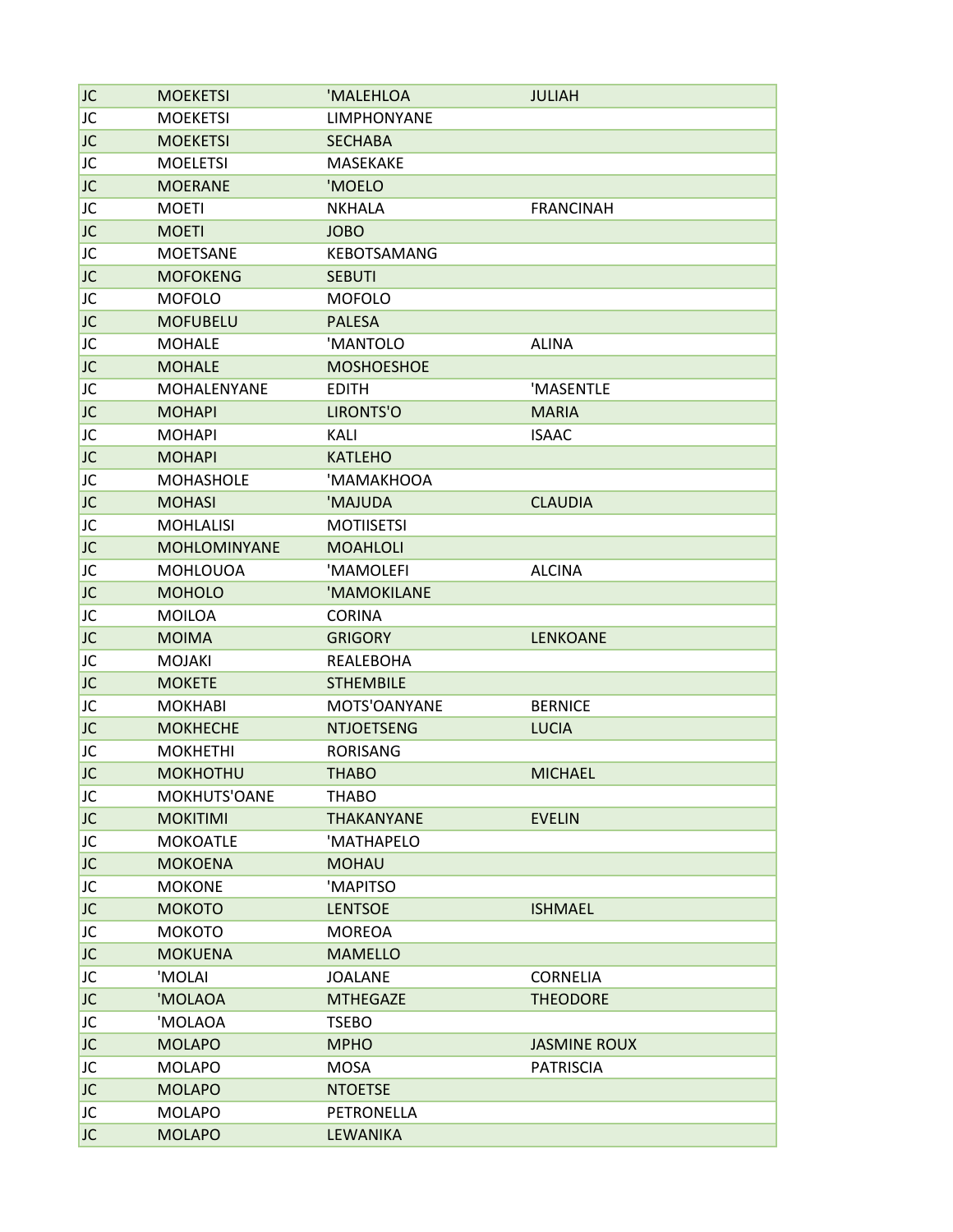| | | | |
|---|---|---|---|
| JC | MOEKETSI | 'MALEHLOA | JULIAH |
| JC | MOEKETSI | LIMPHONYANE | |
| JC | MOEKETSI | SECHABA | |
| JC | MOELETSI | MASEKAKE | |
| JC | MOERANE | 'MOELO | |
| JC | MOETI | NKHALA | FRANCINAH |
| JC | MOETI | JOBO | |
| JC | MOETSANE | KEBOTSAMANG | |
| JC | MOFOKENG | SEBUTI | |
| JC | MOFOLO | MOFOLO | |
| JC | MOFUBELU | PALESA | |
| JC | MOHALE | 'MANTOLO | ALINA |
| JC | MOHALE | MOSHOESHOE | |
| JC | MOHALENYANE | EDITH | 'MASENTLE |
| JC | MOHAPI | LIRONTS'O | MARIA |
| JC | MOHAPI | KALI | ISAAC |
| JC | MOHAPI | KATLEHO | |
| JC | MOHASHOLE | 'MAMAKHOOA | |
| JC | MOHASI | 'MAJUDA | CLAUDIA |
| JC | MOHLALISI | MOTIISETSI | |
| JC | MOHLOMINYANE | MOAHLOLI | |
| JC | MOHLOUOA | 'MAMOLEFI | ALCINA |
| JC | MOHOLO | 'MAMOKILANE | |
| JC | MOILOA | CORINA | |
| JC | MOIMA | GRIGORY | LENKOANE |
| JC | MOJAKI | REALEBOHA | |
| JC | MOKETE | STHEMBILE | |
| JC | MOKHABI | MOTS'OANYANE | BERNICE |
| JC | MOKHECHE | NTJOETSENG | LUCIA |
| JC | MOKHETHI | RORISANG | |
| JC | MOKHOTHU | THABO | MICHAEL |
| JC | MOKHUTS'OANE | THABO | |
| JC | MOKITIMI | THAKANYANE | EVELIN |
| JC | MOKOATLE | 'MATHAPELO | |
| JC | MOKOENA | MOHAU | |
| JC | MOKONE | 'MAPITSO | |
| JC | MOKOTO | LENTSOE | ISHMAEL |
| JC | MOKOTO | MOREOA | |
| JC | MOKUENA | MAMELLO | |
| JC | 'MOLAI | JOALANE | CORNELIA |
| JC | 'MOLAOA | MTHEGAZE | THEODORE |
| JC | 'MOLAOA | TSEBO | |
| JC | MOLAPO | MPHO | JASMINE ROUX |
| JC | MOLAPO | MOSA | PATRISCIA |
| JC | MOLAPO | NTOETSE | |
| JC | MOLAPO | PETRONELLA | |
| JC | MOLAPO | LEWANIKA | |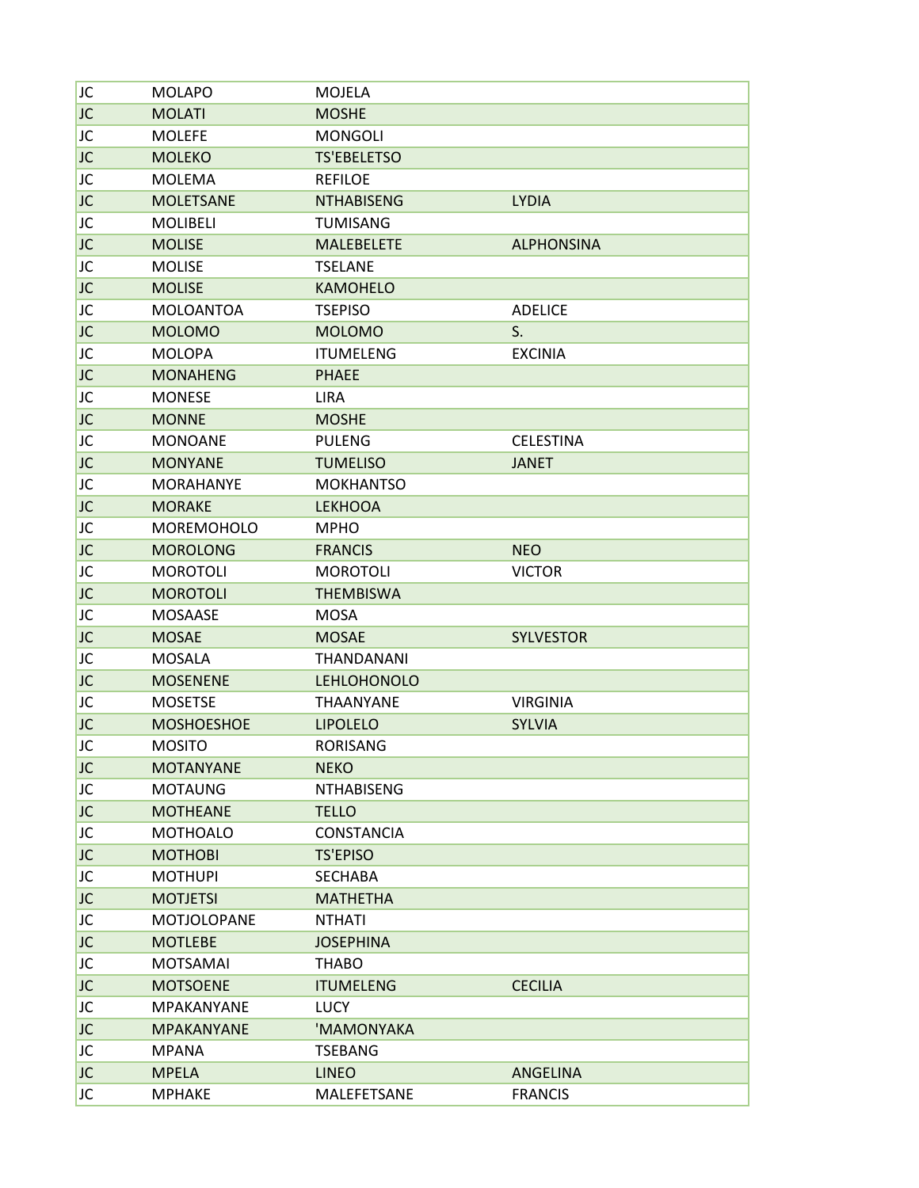| | | | |
|---|---|---|---|
| JC | MOLAPO | MOJELA | |
| JC | MOLATI | MOSHE | |
| JC | MOLEFE | MONGOLI | |
| JC | MOLEKO | TS'EBELETSO | |
| JC | MOLEMA | REFILOE | |
| JC | MOLETSANE | NTHABISENG | LYDIA |
| JC | MOLIBELI | TUMISANG | |
| JC | MOLISE | MALEBELETE | ALPHONSINA |
| JC | MOLISE | TSELANE | |
| JC | MOLISE | KAMOHELO | |
| JC | MOLOANTOA | TSEPISO | ADELICE |
| JC | MOLOMO | MOLOMO | S. |
| JC | MOLOPA | ITUMELENG | EXCINIA |
| JC | MONAHENG | PHAEE | |
| JC | MONESE | LIRA | |
| JC | MONNE | MOSHE | |
| JC | MONOANE | PULENG | CELESTINA |
| JC | MONYANE | TUMELISO | JANET |
| JC | MORAHANYE | MOKHANTSO | |
| JC | MORAKE | LEKHOOA | |
| JC | MOREMOHOLO | MPHO | |
| JC | MOROLONG | FRANCIS | NEO |
| JC | MOROTOLI | MOROTOLI | VICTOR |
| JC | MOROTOLI | THEMBISWA | |
| JC | MOSAASE | MOSA | |
| JC | MOSAE | MOSAE | SYLVESTOR |
| JC | MOSALA | THANDANANI | |
| JC | MOSENENE | LEHLOHONOLO | |
| JC | MOSETSE | THAANYANE | VIRGINIA |
| JC | MOSHOESHOE | LIPOLELO | SYLVIA |
| JC | MOSITO | RORISANG | |
| JC | MOTANYANE | NEKO | |
| JC | MOTAUNG | NTHABISENG | |
| JC | MOTHEANE | TELLO | |
| JC | MOTHOALO | CONSTANCIA | |
| JC | MOTHOBI | TS'EPISO | |
| JC | MOTHUPI | SECHABA | |
| JC | MOTJETSI | MATHETHA | |
| JC | MOTJOLOPANE | NTHATI | |
| JC | MOTLEBE | JOSEPHINA | |
| JC | MOTSAMAI | THABO | |
| JC | MOTSOENE | ITUMELENG | CECILIA |
| JC | MPAKANYANE | LUCY | |
| JC | MPAKANYANE | 'MAMONYAKA | |
| JC | MPANA | TSEBANG | |
| JC | MPELA | LINEO | ANGELINA |
| JC | MPHAKE | MALEFETSANE | FRANCIS |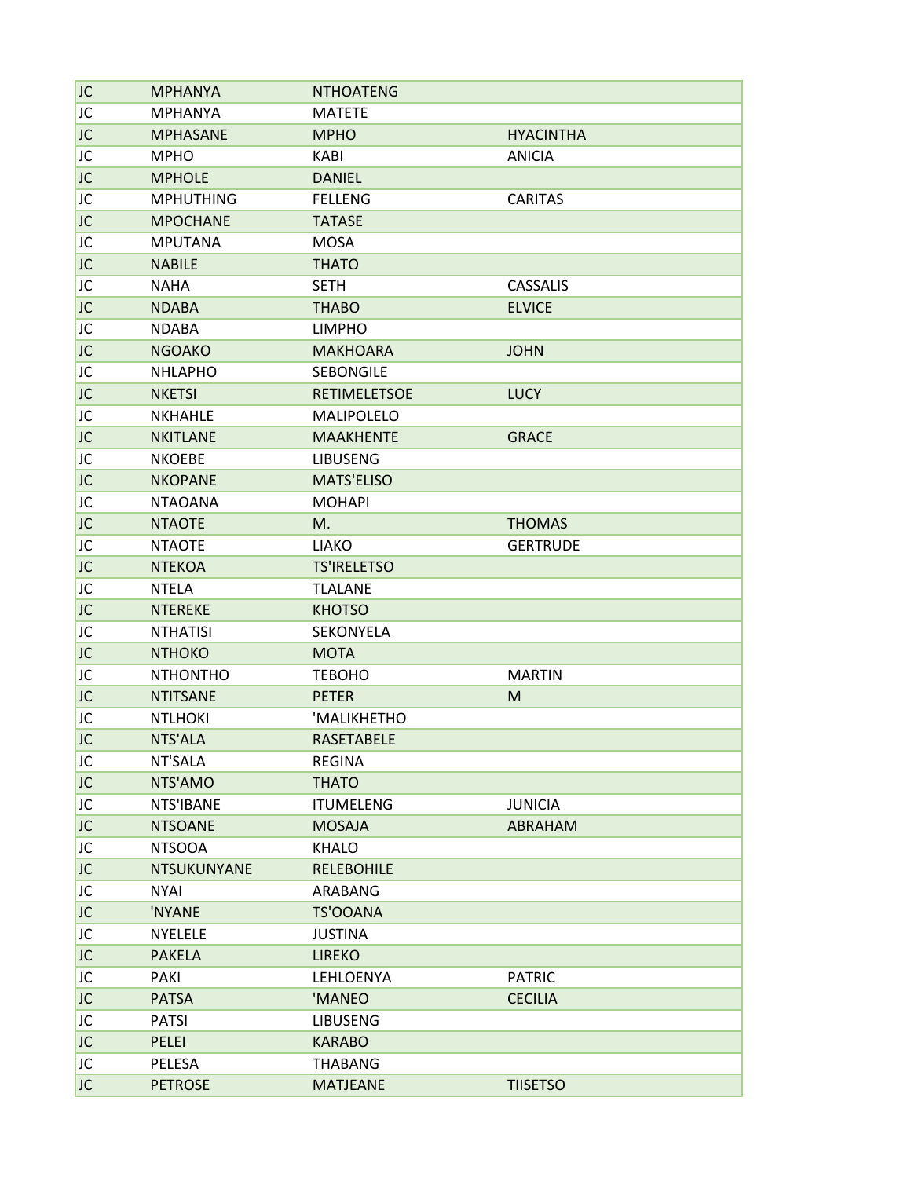| | | | |
|---|---|---|---|
| JC | MPHANYA | NTHOATENG | |
| JC | MPHANYA | MATETE | |
| JC | MPHASANE | MPHO | HYACINTHA |
| JC | MPHO | KABI | ANICIA |
| JC | MPHOLE | DANIEL | |
| JC | MPHUTHING | FELLENG | CARITAS |
| JC | MPOCHANE | TATASE | |
| JC | MPUTANA | MOSA | |
| JC | NABILE | THATO | |
| JC | NAHA | SETH | CASSALIS |
| JC | NDABA | THABO | ELVICE |
| JC | NDABA | LIMPHO | |
| JC | NGOAKO | MAKHOARA | JOHN |
| JC | NHLAPHO | SEBONGILE | |
| JC | NKETSI | RETIMELETSOE | LUCY |
| JC | NKHAHLE | MALIPOLELO | |
| JC | NKITLANE | MAAKHENTE | GRACE |
| JC | NKOEBE | LIBUSENG | |
| JC | NKOPANE | MATS'ELISO | |
| JC | NTAOANA | MOHAPI | |
| JC | NTAOTE | M. | THOMAS |
| JC | NTAOTE | LIAKO | GERTRUDE |
| JC | NTEKOA | TS'IRELETSO | |
| JC | NTELA | TLALANE | |
| JC | NTEREKE | KHOTSO | |
| JC | NTHATISI | SEKONYELA | |
| JC | NTHOKO | MOTA | |
| JC | NTHONTHO | TEBOHO | MARTIN |
| JC | NTITSANE | PETER | M |
| JC | NTLHOKI | 'MALIKHETHO | |
| JC | NTS'ALA | RASETABELE | |
| JC | NT'SALA | REGINA | |
| JC | NTS'AMO | THATO | |
| JC | NTS'IBANE | ITUMELENG | JUNICIA |
| JC | NTSOANE | MOSAJA | ABRAHAM |
| JC | NTSOOA | KHALO | |
| JC | NTSUKUNYANE | RELEBOHILE | |
| JC | NYAI | ARABANG | |
| JC | 'NYANE | TS'OOANA | |
| JC | NYELELE | JUSTINA | |
| JC | PAKELA | LIREKO | |
| JC | PAKI | LEHLOENYA | PATRIC |
| JC | PATSA | 'MANEO | CECILIA |
| JC | PATSI | LIBUSENG | |
| JC | PELEI | KARABO | |
| JC | PELESA | THABANG | |
| JC | PETROSE | MATJEANE | TIISETSO |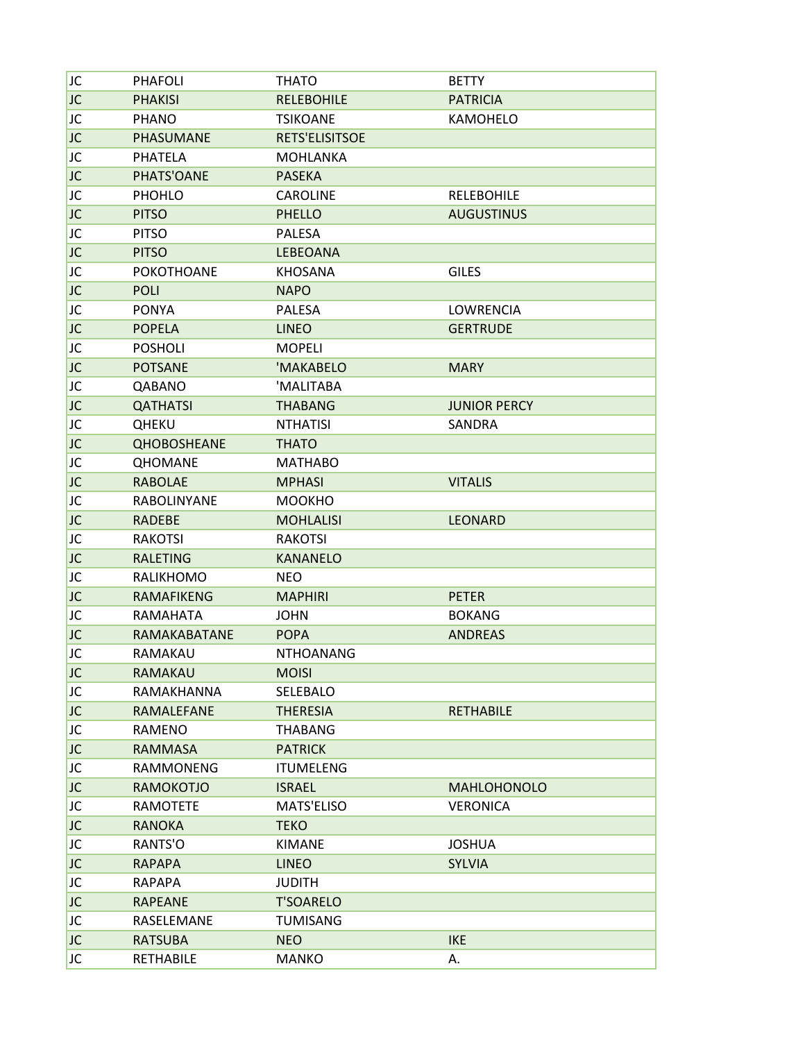| JC | PHAFOLI | THATO | BETTY |
|---|---|---|---|
| JC | PHAKISI | RELEBOHILE | PATRICIA |
| JC | PHANO | TSIKOANE | KAMOHELO |
| JC | PHASUMANE | RETS'ELISITSOE | |
| JC | PHATELA | MOHLANKA | |
| JC | PHATS'OANE | PASEKA | |
| JC | PHOHLO | CAROLINE | RELEBOHILE |
| JC | PITSO | PHELLO | AUGUSTINUS |
| JC | PITSO | PALESA | |
| JC | PITSO | LEBEOANA | |
| JC | POKOTHOANE | KHOSANA | GILES |
| JC | POLI | NAPO | |
| JC | PONYA | PALESA | LOWRENCIA |
| JC | POPELA | LINEO | GERTRUDE |
| JC | POSHOLI | MOPELI | |
| JC | POTSANE | 'MAKABELO | MARY |
| JC | QABANO | 'MALITABA | |
| JC | QATHATSI | THABANG | JUNIOR PERCY |
| JC | QHEKU | NTHATISI | SANDRA |
| JC | QHOBOSHEANE | THATO | |
| JC | QHOMANE | MATHABO | |
| JC | RABOLAE | MPHASI | VITALIS |
| JC | RABOLINYANE | MOOKHO | |
| JC | RADEBE | MOHLALISI | LEONARD |
| JC | RAKOTSI | RAKOTSI | |
| JC | RALETING | KANANELO | |
| JC | RALIKHOMO | NEO | |
| JC | RAMAFIKENG | MAPHIRI | PETER |
| JC | RAMAHATA | JOHN | BOKANG |
| JC | RAMAKABATANE | POPA | ANDREAS |
| JC | RAMAKAU | NTHOANANG | |
| JC | RAMAKAU | MOISI | |
| JC | RAMAKHANNA | SELEBALO | |
| JC | RAMALEFANE | THERESIA | RETHABILE |
| JC | RAMENO | THABANG | |
| JC | RAMMASA | PATRICK | |
| JC | RAMMONENG | ITUMELENG | |
| JC | RAMOKOTJO | ISRAEL | MAHLOHONOLO |
| JC | RAMOTETE | MATS'ELISO | VERONICA |
| JC | RANOKA | TEKO | |
| JC | RANTS'O | KIMANE | JOSHUA |
| JC | RAPAPA | LINEO | SYLVIA |
| JC | RAPAPA | JUDITH | |
| JC | RAPEANE | T'SOARELO | |
| JC | RASELEMANE | TUMISANG | |
| JC | RATSUBA | NEO | IKE |
| JC | RETHABILE | MANKO | A. |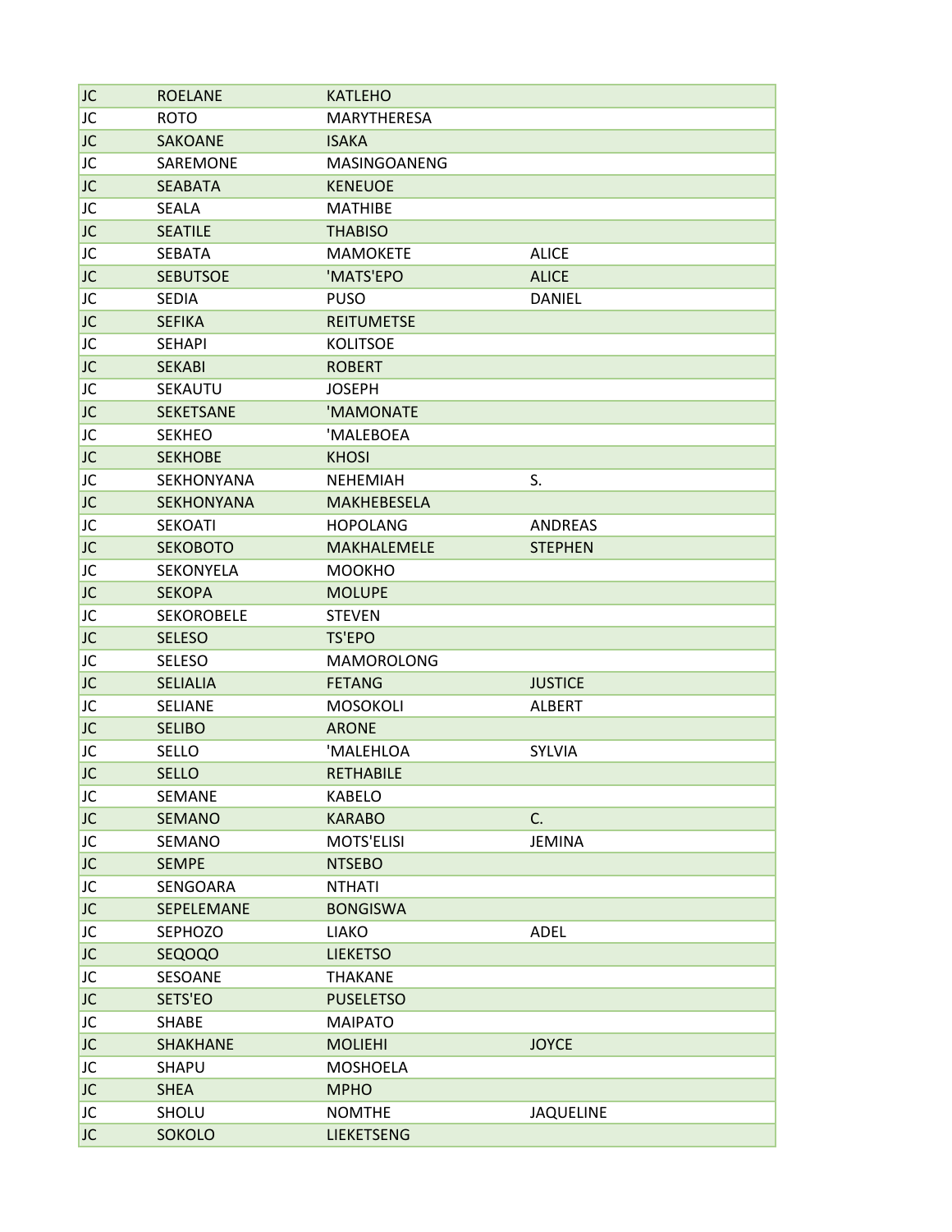| | | | |
|---|---|---|---|
| JC | ROELANE | KATLEHO | |
| JC | ROTO | MARYTHERESA | |
| JC | SAKOANE | ISAKA | |
| JC | SAREMONE | MASINGOANENG | |
| JC | SEABATA | KENEUOE | |
| JC | SEALA | MATHIBE | |
| JC | SEATILE | THABISO | |
| JC | SEBATA | MAMOKETE | ALICE |
| JC | SEBUTSOE | 'MATS'EPO | ALICE |
| JC | SEDIA | PUSO | DANIEL |
| JC | SEFIKA | REITUMETSE | |
| JC | SEHAPI | KOLITSOE | |
| JC | SEKABI | ROBERT | |
| JC | SEKAUTU | JOSEPH | |
| JC | SEKETSANE | 'MAMONATE | |
| JC | SEKHEO | 'MALEBOEA | |
| JC | SEKHOBE | KHOSI | |
| JC | SEKHONYANA | NEHEMIAH | S. |
| JC | SEKHONYANA | MAKHEBESELA | |
| JC | SEKOATI | HOPOLANG | ANDREAS |
| JC | SEKOBOTO | MAKHALEMELE | STEPHEN |
| JC | SEKONYELA | MOOKHO | |
| JC | SEKOPA | MOLUPE | |
| JC | SEKOROBELE | STEVEN | |
| JC | SELESO | TS'EPO | |
| JC | SELESO | MAMOROLONG | |
| JC | SELIALIA | FETANG | JUSTICE |
| JC | SELIANE | MOSOKOLI | ALBERT |
| JC | SELIBO | ARONE | |
| JC | SELLO | 'MALEHLOA | SYLVIA |
| JC | SELLO | RETHABILE | |
| JC | SEMANE | KABELO | |
| JC | SEMANO | KARABO | C. |
| JC | SEMANO | MOTS'ELISI | JEMINA |
| JC | SEMPE | NTSEBO | |
| JC | SENGOARA | NTHATI | |
| JC | SEPELEMANE | BONGISWA | |
| JC | SEPHOZO | LIAKO | ADEL |
| JC | SEQOQO | LIEKETSO | |
| JC | SESOANE | THAKANE | |
| JC | SETS'EO | PUSELETSO | |
| JC | SHABE | MAIPATO | |
| JC | SHAKHANE | MOLIEHI | JOYCE |
| JC | SHAPU | MOSHOELA | |
| JC | SHEA | MPHO | |
| JC | SHOLU | NOMTHE | JAQUELINE |
| JC | SOKOLO | LIEKETSENG | |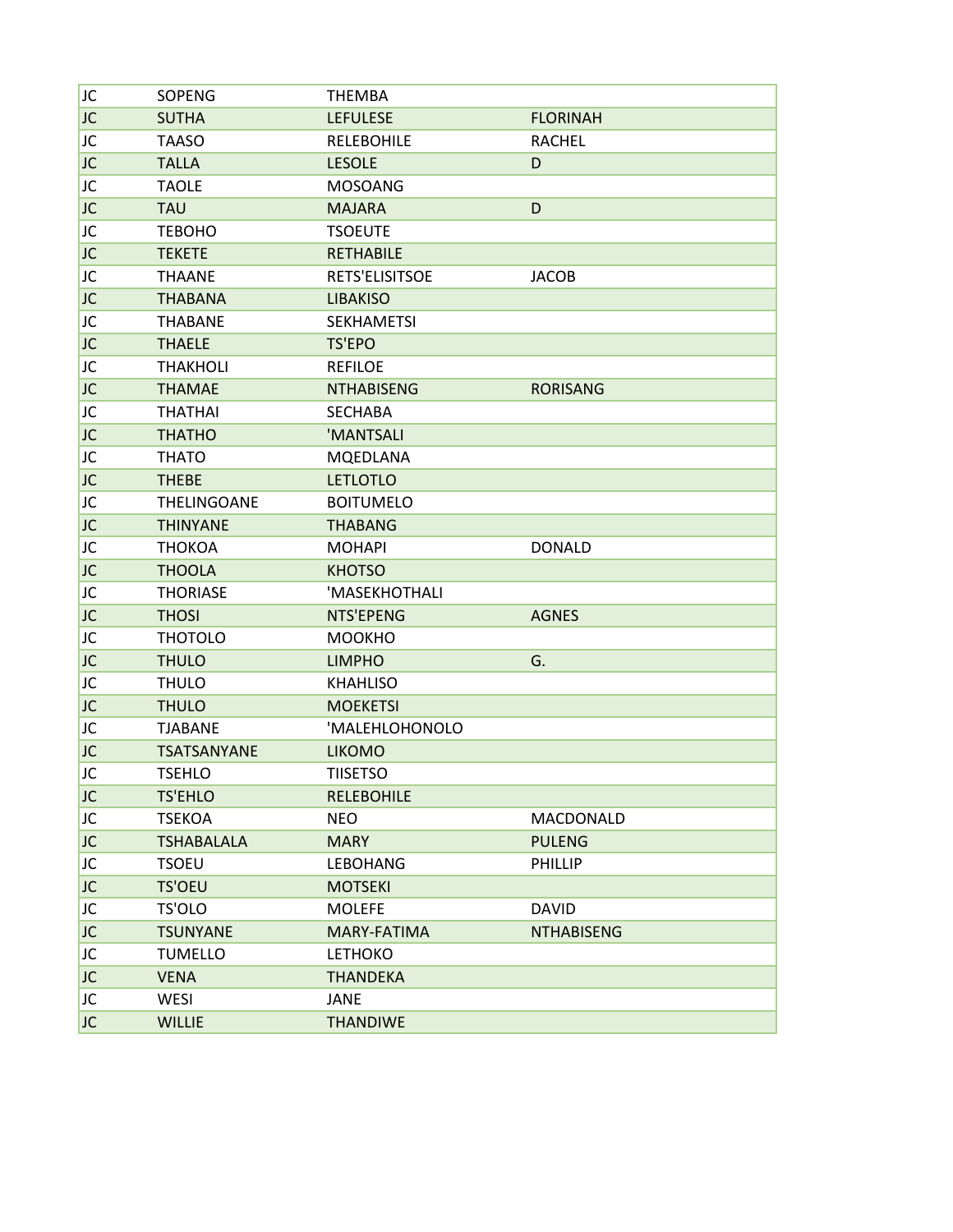| | | | |
|---|---|---|---|
| JC | SOPENG | THEMBA | |
| JC | SUTHA | LEFULESE | FLORINAH |
| JC | TAASO | RELEBOHILE | RACHEL |
| JC | TALLA | LESOLE | D |
| JC | TAOLE | MOSOANG | |
| JC | TAU | MAJARA | D |
| JC | TEBOHO | TSOEUTE | |
| JC | TEKETE | RETHABILE | |
| JC | THAANE | RETS'ELISITSOE | JACOB |
| JC | THABANA | LIBAKISO | |
| JC | THABANE | SEKHAMETSI | |
| JC | THAELE | TS'EPO | |
| JC | THAKHOLI | REFILOE | |
| JC | THAMAE | NTHABISENG | RORISANG |
| JC | THATHAI | SECHABA | |
| JC | THATHO | 'MANTSALI | |
| JC | THATO | MQEDLANA | |
| JC | THEBE | LETLOTLO | |
| JC | THELINGOANE | BOITUMELO | |
| JC | THINYANE | THABANG | |
| JC | THOKOA | MOHAPI | DONALD |
| JC | THOOLA | KHOTSO | |
| JC | THORIASE | 'MASEKHOTHALI | |
| JC | THOSI | NTS'EPENG | AGNES |
| JC | THOTOLO | MOOKHO | |
| JC | THULO | LIMPHO | G. |
| JC | THULO | KHAHLISO | |
| JC | THULO | MOEKETSI | |
| JC | TJABANE | 'MALEHLOHONOLO | |
| JC | TSATSANYANE | LIKOMO | |
| JC | TSEHLO | TIISETSO | |
| JC | TS'EHLO | RELEBOHILE | |
| JC | TSEKOA | NEO | MACDONALD |
| JC | TSHABALALA | MARY | PULENG |
| JC | TSOEU | LEBOHANG | PHILLIP |
| JC | TS'OEU | MOTSEKI | |
| JC | TS'OLO | MOLEFE | DAVID |
| JC | TSUNYANE | MARY-FATIMA | NTHABISENG |
| JC | TUMELLO | LETHOKO | |
| JC | VENA | THANDEKA | |
| JC | WESI | JANE | |
| JC | WILLIE | THANDIWE | |